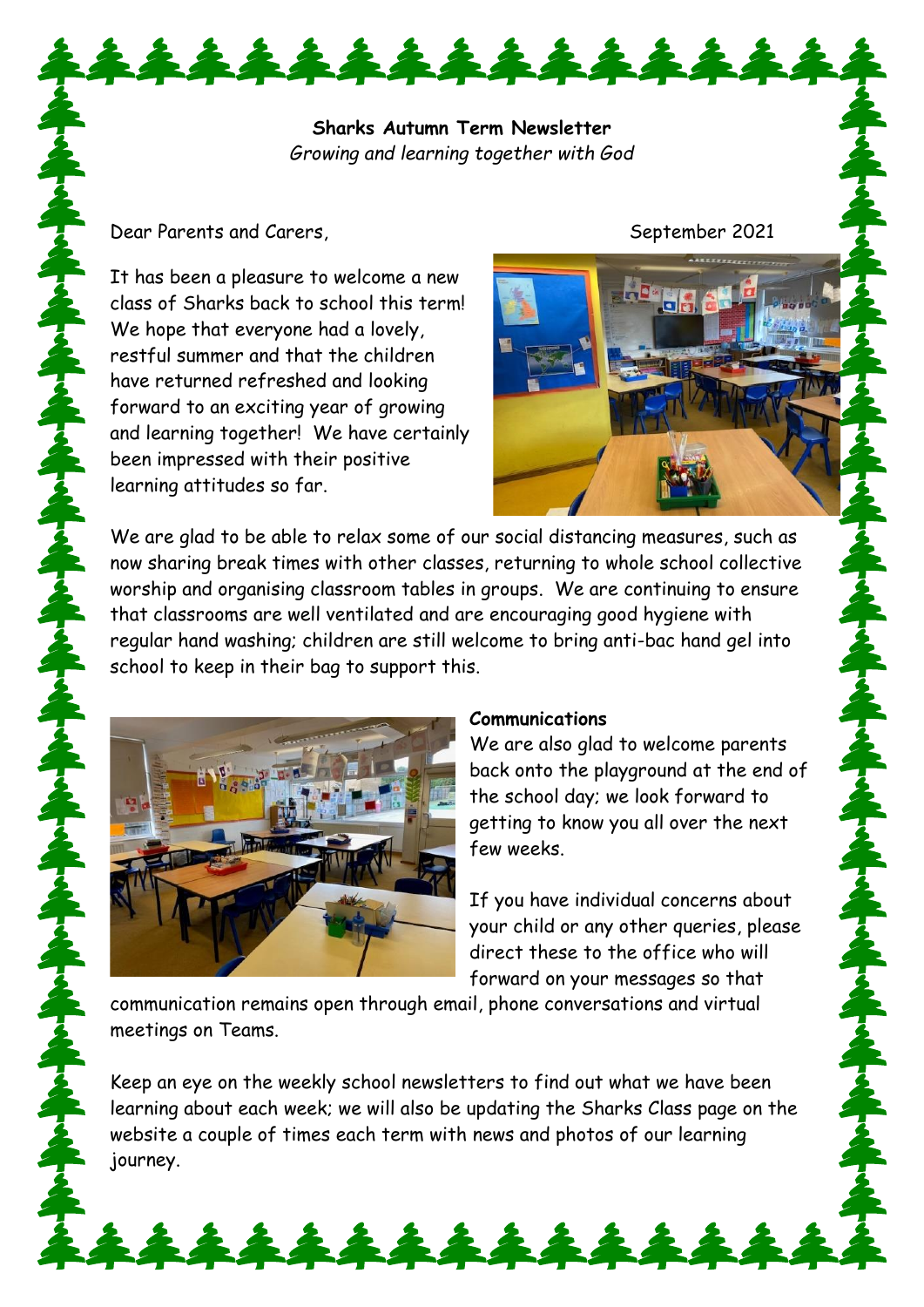**Sharks Autumn Term Newsletter**

*Growing and learning together with God*

Dear Parents and Carers,

September 2021

It has been a pleasure to welcome a new class of Sharks back to school this term! We hope that everyone had a lovely, restful summer and that the children have returned refreshed and looking forward to an exciting year of growing and learning together! We have certainly been impressed with their positive learning attitudes so far.

We are glad to be able to relax some of our social distancing measures, such as now sharing break times with other classes, returning to whole school collective worship and organising classroom tables in groups. We are continuing to ensure that classrooms are well ventilated and are encouraging good hygiene with regular hand washing; children are still welcome to bring anti-bac hand gel into school to keep in their bag to support this.

**Communications**

We are also glad to welcome parents back onto the playground at the end of the school day; we look forward to getting to know you all over the next few weeks.

If you have individual concerns about your child or any other queries, please direct these to the office who will forward on your messages so that communication remains open through email, phone conversations and virtual meetings on Teams.

Keep an eye on the weekly school newsletters to find out what we have been learning about each week; we will also be updating the Sharks Class page on the website a couple of times each term with news and photos of our learning journey.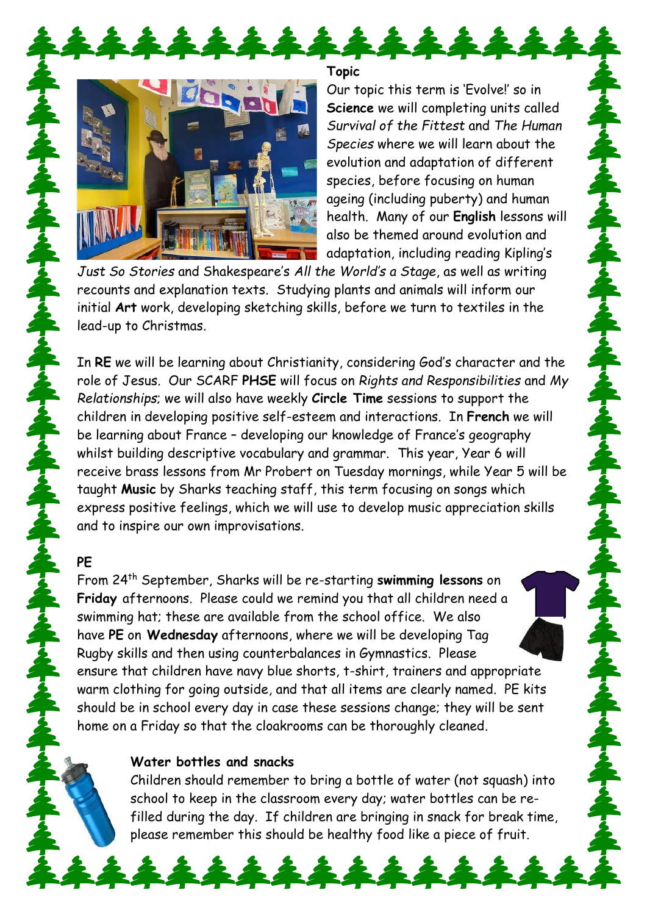## Topic

Our topic this term is 'Evolve!' so in **Science** we will completing units called *Survival of the Fittest* and *The Human Species* where we will learn about the evolution and adaptation of different species, before focusing on human ageing (including puberty) and human health. Many of our **English** lessons will also be themed around evolution and adaptation, including reading Kipling's *Just So Stories* and Shakespeare's *All the World's a Stage*, as well as writing recounts and explanation texts. Studying plants and animals will inform our initial **Art** work, developing sketching skills, before we turn to textiles in the lead-up to Christmas.

In **RE** we will be learning about Christianity, considering God's character and the role of Jesus. Our SCARF **PHSE** will focus on *Rights and Responsibilities* and *My Relationships*; we will also have weekly **Circle Time** sessions to support the children in developing positive self-esteem and interactions. In **French** we will be learning about France – developing our knowledge of France's geography whilst building descriptive vocabulary and grammar. This year, Year 6 will receive brass lessons from Mr Probert on Tuesday mornings, while Year 5 will be taught **Music** by Sharks teaching staff, this term focusing on songs which express positive feelings, which we will use to develop music appreciation skills and to inspire our own improvisations.

## PE

From 24th September, Sharks will be re-starting **swimming lessons** on **Friday** afternoons. Please could we remind you that all children need a swimming hat; these are available from the school office. We also have **PE** on **Wednesday** afternoons, where we will be developing Tag Rugby skills and then using counterbalances in Gymnastics. Please ensure that children have navy blue shorts, t-shirt, trainers and appropriate warm clothing for going outside, and that all items are clearly named. PE kits should be in school every day in case these sessions change; they will be sent home on a Friday so that the cloakrooms can be thoroughly cleaned.

## Water bottles and snacks

Children should remember to bring a bottle of water (not squash) into school to keep in the classroom every day; water bottles can be re-filled during the day. If children are bringing in snack for break time, please remember this should be healthy food like a piece of fruit.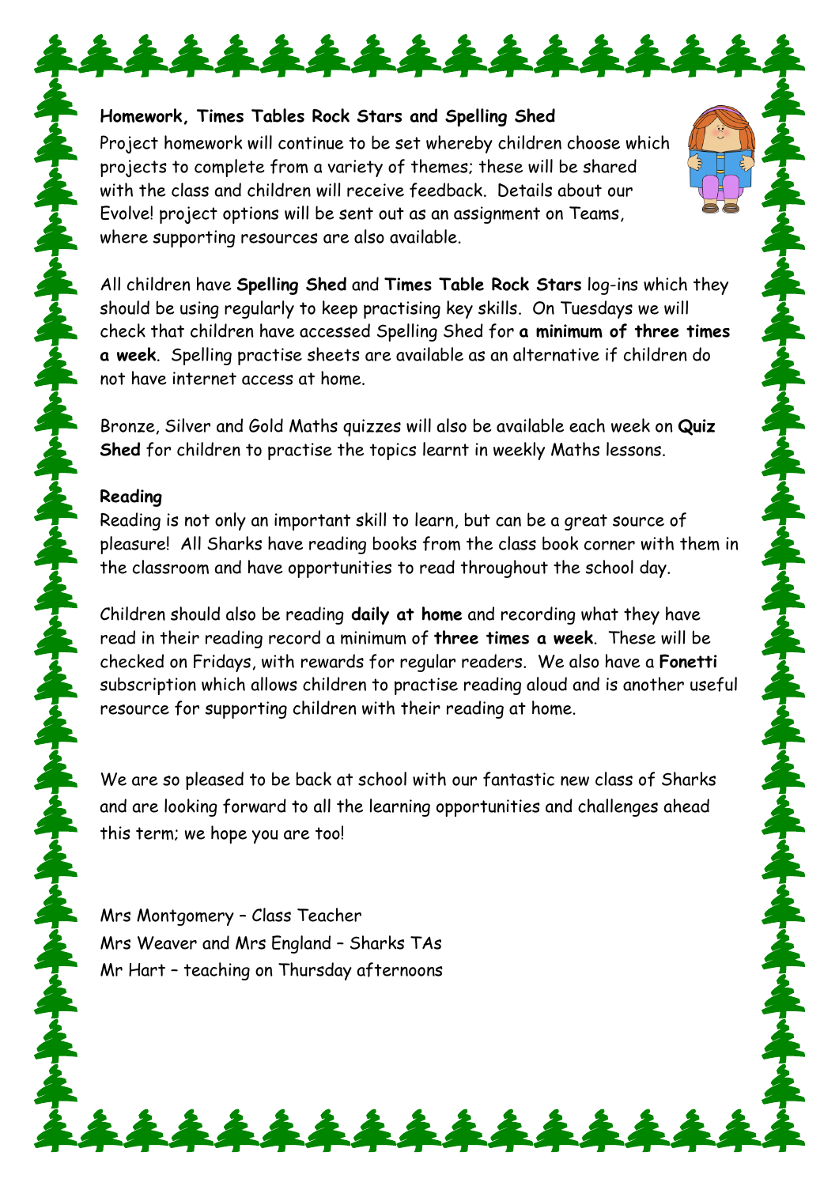**Homework, Times Tables Rock Stars and Spelling Shed**

Project homework will continue to be set whereby children choose which projects to complete from a variety of themes; these will be shared with the class and children will receive feedback. Details about our Evolve! project options will be sent out as an assignment on Teams, where supporting resources are also available.

All children have **Spelling Shed** and **Times Table Rock Stars** log-ins which they should be using regularly to keep practising key skills. On Tuesdays we will check that children have accessed Spelling Shed for **a minimum of three times a week**. Spelling practise sheets are available as an alternative if children do not have internet access at home.

Bronze, Silver and Gold Maths quizzes will also be available each week on **Quiz Shed** for children to practise the topics learnt in weekly Maths lessons.

**Reading**

Reading is not only an important skill to learn, but can be a great source of pleasure! All Sharks have reading books from the class book corner with them in the classroom and have opportunities to read throughout the school day.

Children should also be reading **daily at home** and recording what they have read in their reading record a minimum of **three times a week**. These will be checked on Fridays, with rewards for regular readers. We also have a **Fonetti** subscription which allows children to practise reading aloud and is another useful resource for supporting children with their reading at home.

We are so pleased to be back at school with our fantastic new class of Sharks and are looking forward to all the learning opportunities and challenges ahead this term; we hope you are too!

Mrs Montgomery – Class Teacher
Mrs Weaver and Mrs England – Sharks TAs
Mr Hart – teaching on Thursday afternoons